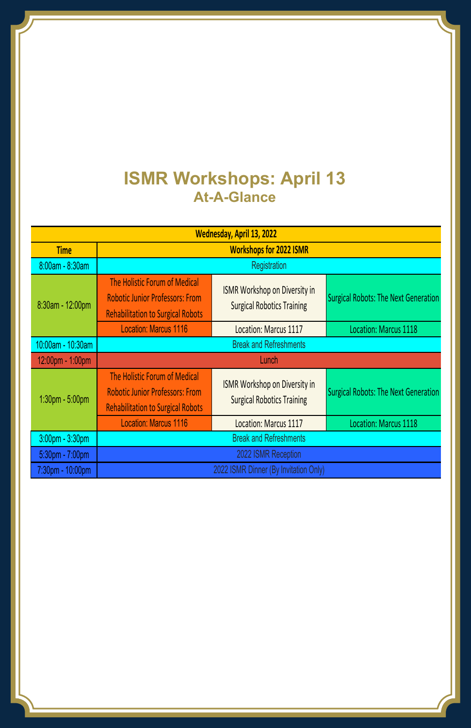# ISMR Workshops: April 13

## At-A-Glance

| Wednesday, April 13, 2022 | | | |
|---|---|---|---|
| **Time** | **Workshops for 2022 ISMR** | | |
| 8:00am - 8:30am | Registration | | |
| 8:30am - 12:00pm | The Holistic Forum of Medical Robotic Junior Professors: From Rehabilitation to Surgical Robots | ISMR Workshop on Diversity in Surgical Robotics Training | Surgical Robots: The Next Generation |
| | Location: Marcus 1116 | Location: Marcus 1117 | Location: Marcus 1118 |
| 10:00am - 10:30am | Break and Refreshments | | |
| 12:00pm - 1:00pm | Lunch | | |
| 1:30pm - 5:00pm | The Holistic Forum of Medical Robotic Junior Professors: From Rehabilitation to Surgical Robots | ISMR Workshop on Diversity in Surgical Robotics Training | Surgical Robots: The Next Generation |
| | Location: Marcus 1116 | Location: Marcus 1117 | Location: Marcus 1118 |
| 3:00pm - 3:30pm | Break and Refreshments | | |
| 5:30pm - 7:00pm | 2022 ISMR Reception | | |
| 7:30pm - 10:00pm | 2022 ISMR Dinner (By Invitation Only) | | |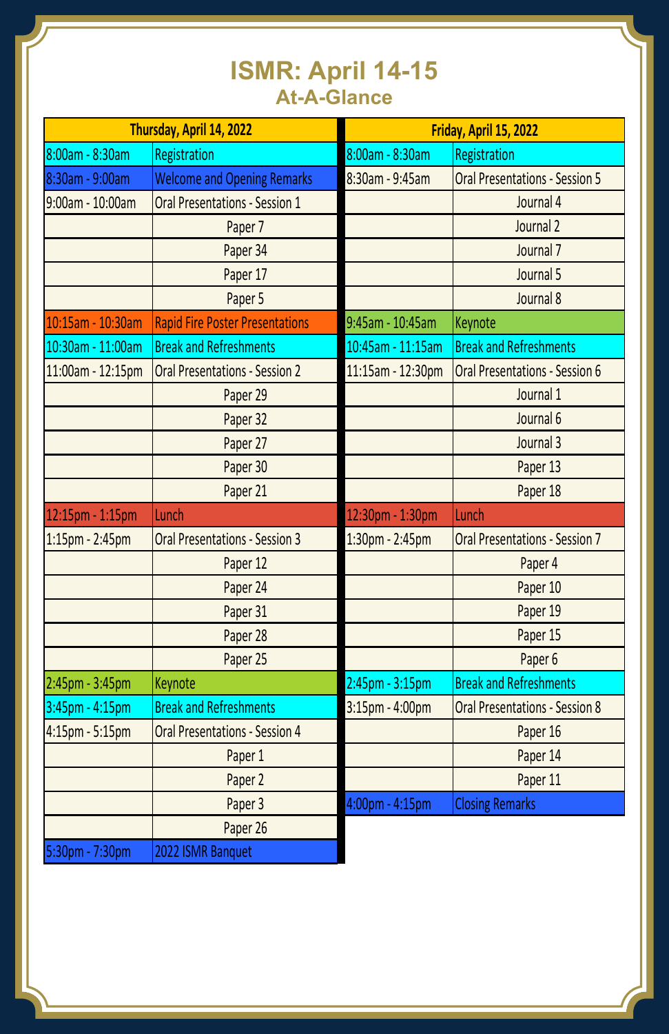# ISMR: April 14-15

## At-A-Glance

| Thursday, April 14, 2022 | | Friday, April 15, 2022 | |
|---|---|---|---|
| 8:00am - 8:30am | Registration | 8:00am - 8:30am | Registration |
| 8:30am - 9:00am | Welcome and Opening Remarks | 8:30am - 9:45am | Oral Presentations - Session 5 |
| 9:00am - 10:00am | Oral Presentations - Session 1 | | Journal 4 |
| | Paper 7 | | Journal 2 |
| | Paper 34 | | Journal 7 |
| | Paper 17 | | Journal 5 |
| | Paper 5 | | Journal 8 |
| 10:15am - 10:30am | Rapid Fire Poster Presentations | 9:45am - 10:45am | Keynote |
| 10:30am - 11:00am | Break and Refreshments | 10:45am - 11:15am | Break and Refreshments |
| 11:00am - 12:15pm | Oral Presentations - Session 2 | 11:15am - 12:30pm | Oral Presentations - Session 6 |
| | Paper 29 | | Journal 1 |
| | Paper 32 | | Journal 6 |
| | Paper 27 | | Journal 3 |
| | Paper 30 | | Paper 13 |
| | Paper 21 | | Paper 18 |
| 12:15pm - 1:15pm | Lunch | 12:30pm - 1:30pm | Lunch |
| 1:15pm - 2:45pm | Oral Presentations - Session 3 | 1:30pm - 2:45pm | Oral Presentations - Session 7 |
| | Paper 12 | | Paper 4 |
| | Paper 24 | | Paper 10 |
| | Paper 31 | | Paper 19 |
| | Paper 28 | | Paper 15 |
| | Paper 25 | | Paper 6 |
| 2:45pm - 3:45pm | Keynote | 2:45pm - 3:15pm | Break and Refreshments |
| 3:45pm - 4:15pm | Break and Refreshments | 3:15pm - 4:00pm | Oral Presentations - Session 8 |
| 4:15pm - 5:15pm | Oral Presentations - Session 4 | | Paper 16 |
| | Paper 1 | | Paper 14 |
| | Paper 2 | | Paper 11 |
| | Paper 3 | 4:00pm - 4:15pm | Closing Remarks |
| | Paper 26 | | |
| 5:30pm - 7:30pm | 2022 ISMR Banquet | | |